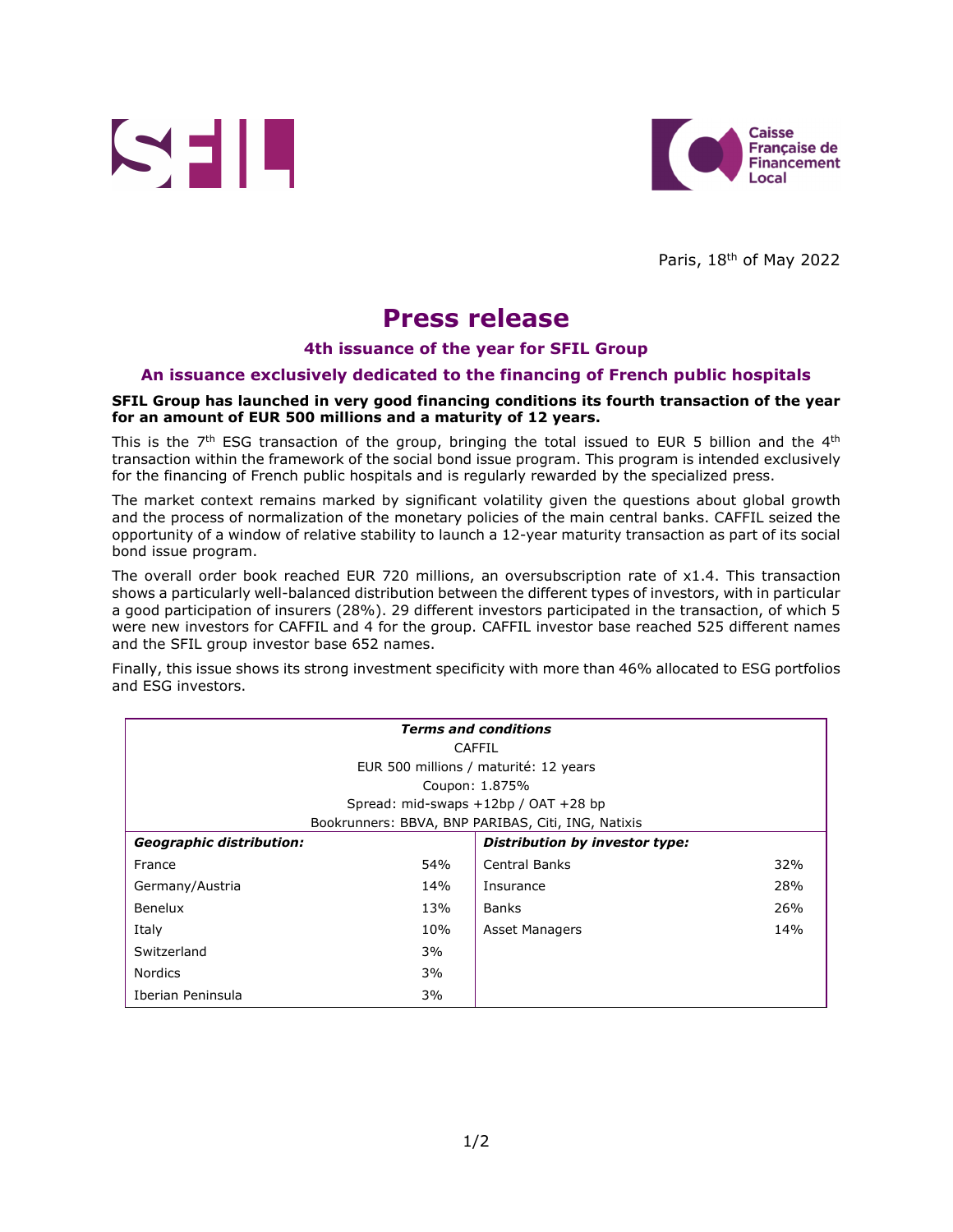Paris, 18th of May 2022

# Press release

### 4th issuance of the year for SFIL Group

### An issuance exclusively dedicated to the financing of French public hospitals

**SFIL Group has launched in very good financing conditions its fourth transaction of the year for an amount of EUR 500 millions and a maturity of 12 years.**

This is the 7th ESG transaction of the group, bringing the total issued to EUR 5 billion and the 4th transaction within the framework of the social bond issue program. This program is intended exclusively for the financing of French public hospitals and is regularly rewarded by the specialized press.

The market context remains marked by significant volatility given the questions about global growth and the process of normalization of the monetary policies of the main central banks. CAFFIL seized the opportunity of a window of relative stability to launch a 12-year maturity transaction as part of its social bond issue program.

The overall order book reached EUR 720 millions, an oversubscription rate of x1.4. This transaction shows a particularly well-balanced distribution between the different types of investors, with in particular a good participation of insurers (28%). 29 different investors participated in the transaction, of which 5 were new investors for CAFFIL and 4 for the group. CAFFIL investor base reached 525 different names and the SFIL group investor base 652 names.

Finally, this issue shows its strong investment specificity with more than 46% allocated to ESG portfolios and ESG investors.

| ***Terms and conditions*** | | | |
|---|---|---|---|
| CAFFIL | | | |
| EUR 500 millions / maturité: 12 years | | | |
| Coupon: 1.875% | | | |
| Spread: mid-swaps +12bp / OAT +28 bp | | | |
| Bookrunners: BBVA, BNP PARIBAS, Citi, ING, Natixis | | | |
| ***Geographic distribution:*** | | ***Distribution by investor type:*** | |
| France | 54% | Central Banks | 32% |
| Germany/Austria | 14% | Insurance | 28% |
| Benelux | 13% | Banks | 26% |
| Italy | 10% | Asset Managers | 14% |
| Switzerland | 3% | | |
| Nordics | 3% | | |
| Iberian Peninsula | 3% | | |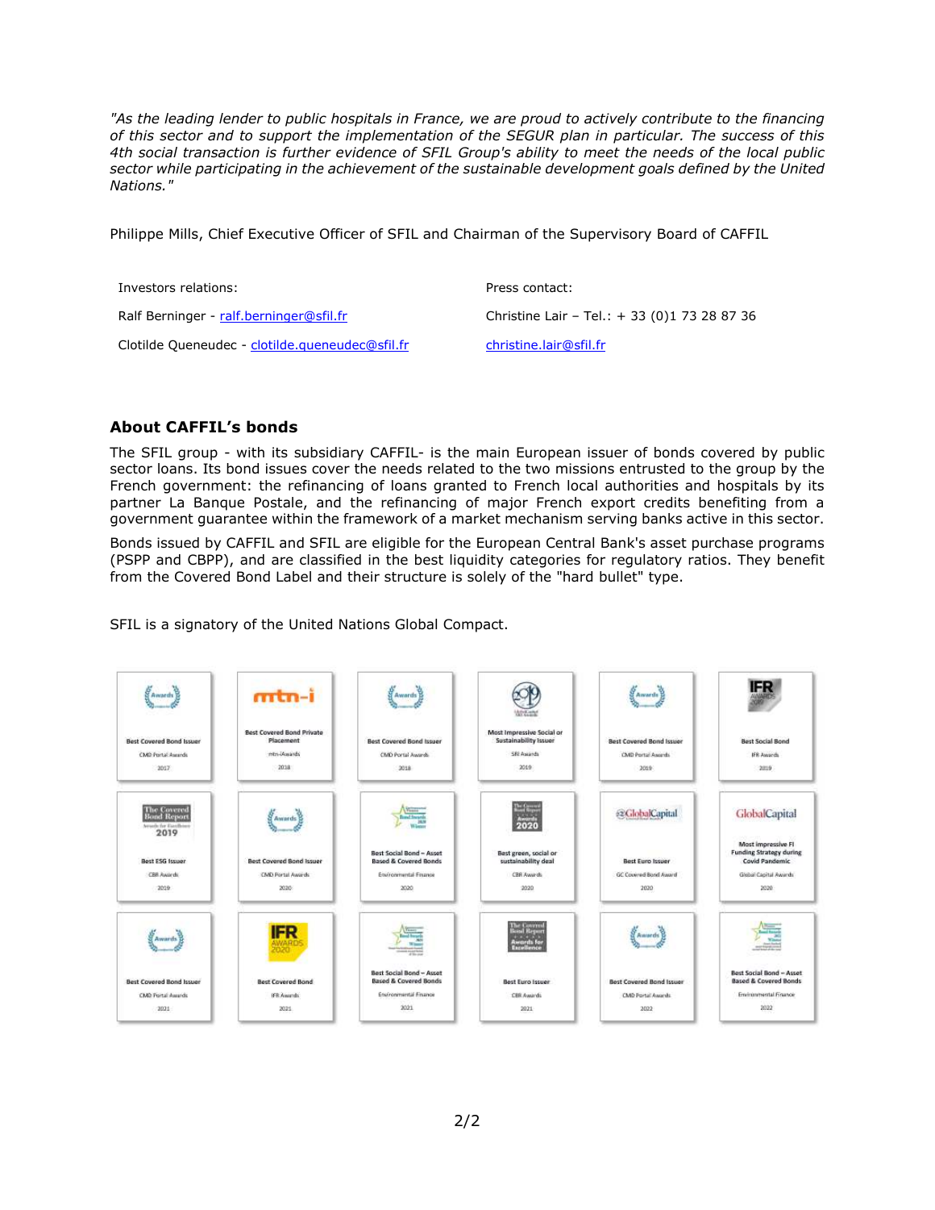*"As the leading lender to public hospitals in France, we are proud to actively contribute to the financing of this sector and to support the implementation of the SEGUR plan in particular. The success of this 4th social transaction is further evidence of SFIL Group's ability to meet the needs of the local public sector while participating in the achievement of the sustainable development goals defined by the United Nations."*

Philippe Mills, Chief Executive Officer of SFIL and Chairman of the Supervisory Board of CAFFIL

| | |
|---|---|
| Investors relations: | Press contact: |
| Ralf Berninger - ralf.berninger@sfil.fr | Christine Lair – Tel.: + 33 (0)1 73 28 87 36 |
| Clotilde Queneudec - clotilde.queneudec@sfil.fr | christine.lair@sfil.fr |

## About CAFFIL's bonds

The SFIL group - with its subsidiary CAFFIL- is the main European issuer of bonds covered by public sector loans. Its bond issues cover the needs related to the two missions entrusted to the group by the French government: the refinancing of loans granted to French local authorities and hospitals by its partner La Banque Postale, and the refinancing of major French export credits benefiting from a government guarantee within the framework of a market mechanism serving banks active in this sector.

Bonds issued by CAFFIL and SFIL are eligible for the European Central Bank's asset purchase programs (PSPP and CBPP), and are classified in the best liquidity categories for regulatory ratios. They benefit from the Covered Bond Label and their structure is solely of the "hard bullet" type.

SFIL is a signatory of the United Nations Global Compact.

Best Covered Bond Issuer
CMD Portal Awards
2017

Best Covered Bond Private Placement
mtn-iAwards
2018

Best Covered Bond Issuer
CMD Portal Awards
2018

Most Impressive Social or Sustainability Issuer
SRI Awards
2019

Best Covered Bond Issuer
CMD Portal Awards
2019

Best Social Bond
IFR Awards
2019

Best ESG Issuer
CBR Awards
2019

Best Covered Bond Issuer
CMD Portal Awards
2020

Best Social Bond – Asset Based & Covered Bonds
Environmental Finance
2020

Best green, social or sustainability deal
CBR Awards
2020

Best Euro Issuer
GC Covered Bond Award
2020

Most impressive FI Funding Strategy during Covid Pandemic
Global Capital Awards
2020

Best Covered Bond Issuer
CMD Portal Awards
2021

Best Covered Bond
IFR Awards
2021

Best Social Bond – Asset Based & Covered Bonds
Environmental Finance
2021

Best Euro Issuer
CBR Awards
2021

Best Covered Bond Issuer
CMD Portal Awards
2022

Best Social Bond – Asset Based & Covered Bonds
Environmental Finance
2022